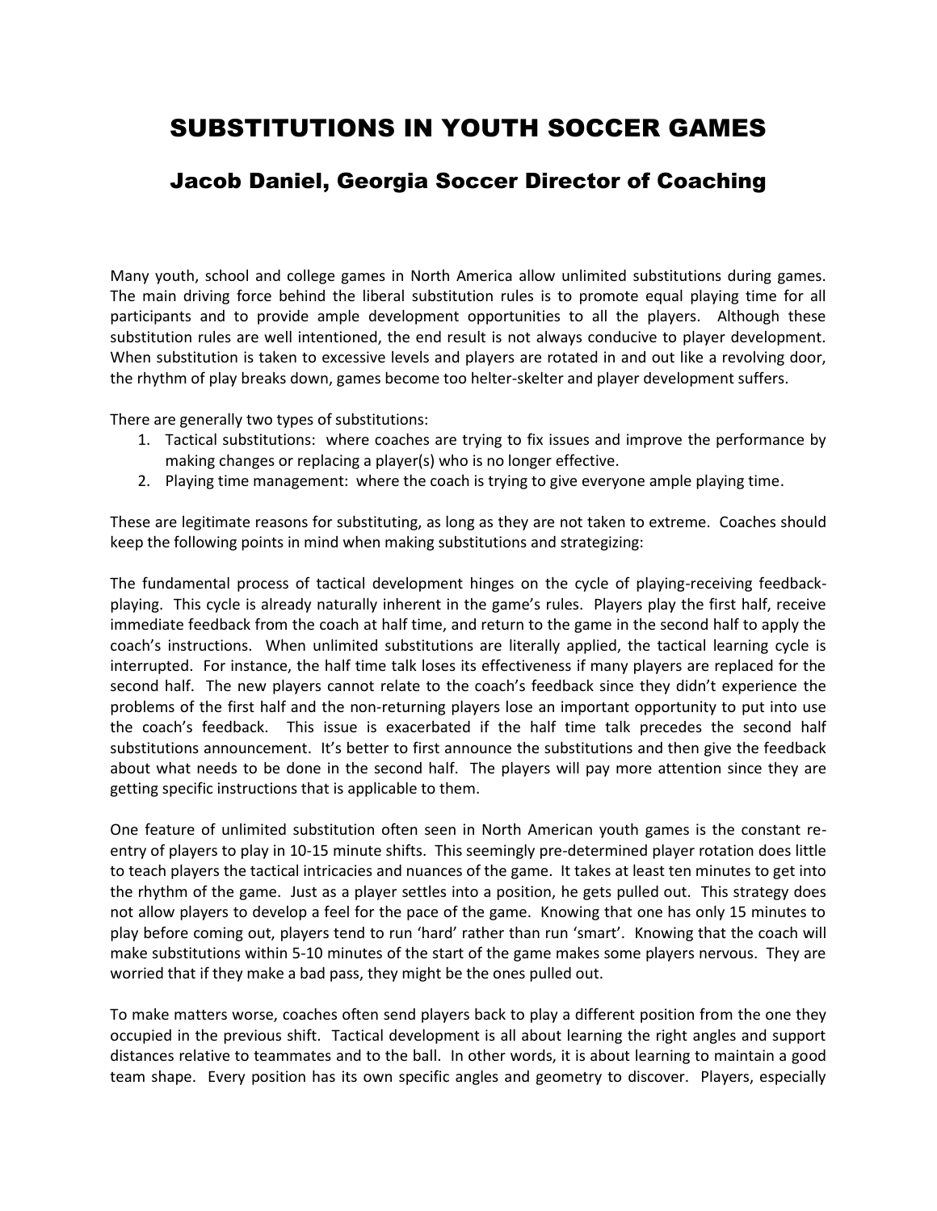# SUBSTITUTIONS IN YOUTH SOCCER GAMES

## Jacob Daniel, Georgia Soccer Director of Coaching

Many youth, school and college games in North America allow unlimited substitutions during games. The main driving force behind the liberal substitution rules is to promote equal playing time for all participants and to provide ample development opportunities to all the players. Although these substitution rules are well intentioned, the end result is not always conducive to player development. When substitution is taken to excessive levels and players are rotated in and out like a revolving door, the rhythm of play breaks down, games become too helter-skelter and player development suffers.

There are generally two types of substitutions:

1. Tactical substitutions: where coaches are trying to fix issues and improve the performance by making changes or replacing a player(s) who is no longer effective.
2. Playing time management: where the coach is trying to give everyone ample playing time.

These are legitimate reasons for substituting, as long as they are not taken to extreme. Coaches should keep the following points in mind when making substitutions and strategizing:

The fundamental process of tactical development hinges on the cycle of playing-receiving feedback-playing. This cycle is already naturally inherent in the game's rules. Players play the first half, receive immediate feedback from the coach at half time, and return to the game in the second half to apply the coach's instructions. When unlimited substitutions are literally applied, the tactical learning cycle is interrupted. For instance, the half time talk loses its effectiveness if many players are replaced for the second half. The new players cannot relate to the coach's feedback since they didn't experience the problems of the first half and the non-returning players lose an important opportunity to put into use the coach's feedback. This issue is exacerbated if the half time talk precedes the second half substitutions announcement. It's better to first announce the substitutions and then give the feedback about what needs to be done in the second half. The players will pay more attention since they are getting specific instructions that is applicable to them.

One feature of unlimited substitution often seen in North American youth games is the constant re-entry of players to play in 10-15 minute shifts. This seemingly pre-determined player rotation does little to teach players the tactical intricacies and nuances of the game. It takes at least ten minutes to get into the rhythm of the game. Just as a player settles into a position, he gets pulled out. This strategy does not allow players to develop a feel for the pace of the game. Knowing that one has only 15 minutes to play before coming out, players tend to run 'hard' rather than run 'smart'. Knowing that the coach will make substitutions within 5-10 minutes of the start of the game makes some players nervous. They are worried that if they make a bad pass, they might be the ones pulled out.

To make matters worse, coaches often send players back to play a different position from the one they occupied in the previous shift. Tactical development is all about learning the right angles and support distances relative to teammates and to the ball. In other words, it is about learning to maintain a good team shape. Every position has its own specific angles and geometry to discover. Players, especially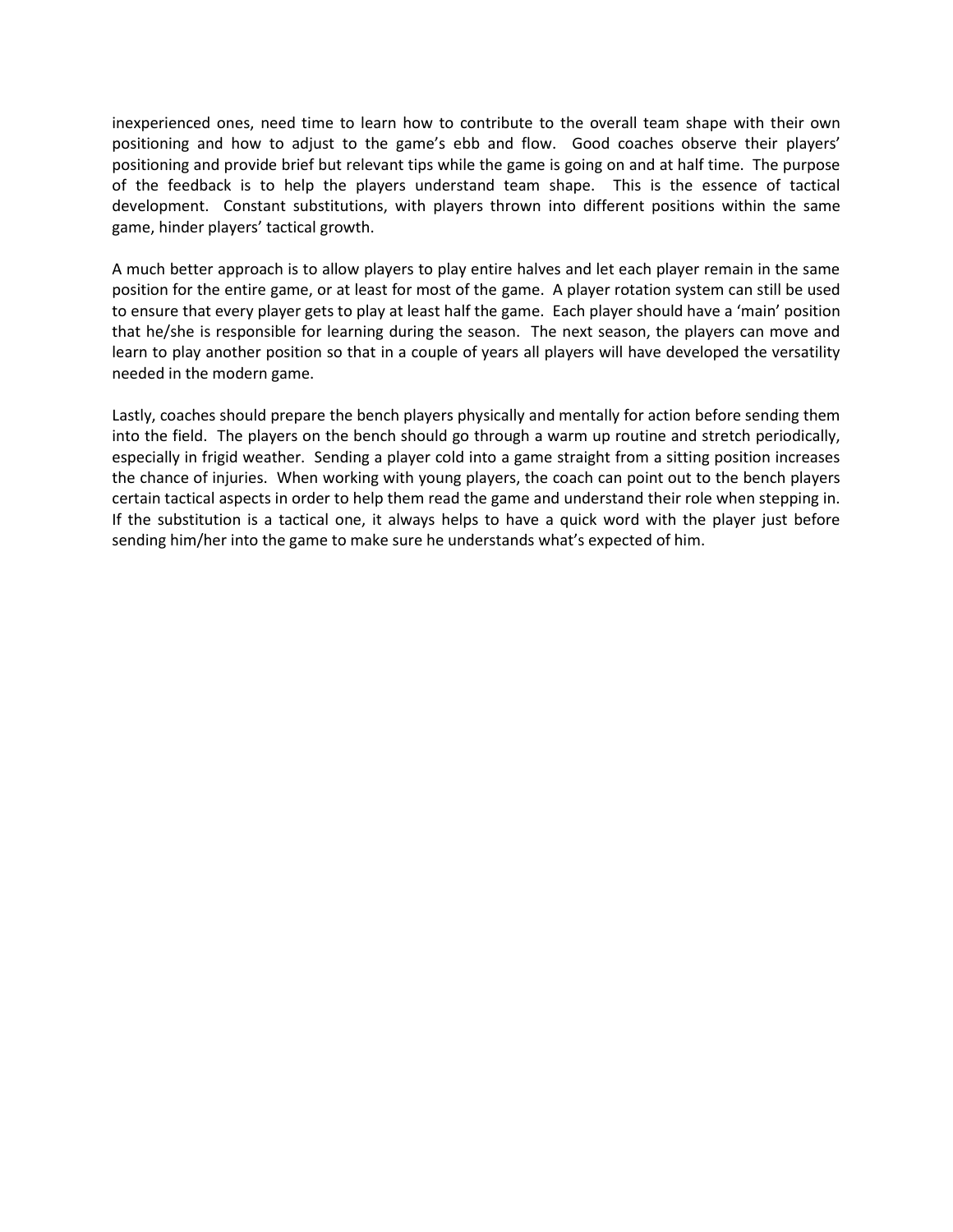inexperienced ones, need time to learn how to contribute to the overall team shape with their own positioning and how to adjust to the game's ebb and flow. Good coaches observe their players' positioning and provide brief but relevant tips while the game is going on and at half time. The purpose of the feedback is to help the players understand team shape. This is the essence of tactical development. Constant substitutions, with players thrown into different positions within the same game, hinder players' tactical growth.

A much better approach is to allow players to play entire halves and let each player remain in the same position for the entire game, or at least for most of the game. A player rotation system can still be used to ensure that every player gets to play at least half the game. Each player should have a 'main' position that he/she is responsible for learning during the season. The next season, the players can move and learn to play another position so that in a couple of years all players will have developed the versatility needed in the modern game.

Lastly, coaches should prepare the bench players physically and mentally for action before sending them into the field. The players on the bench should go through a warm up routine and stretch periodically, especially in frigid weather. Sending a player cold into a game straight from a sitting position increases the chance of injuries. When working with young players, the coach can point out to the bench players certain tactical aspects in order to help them read the game and understand their role when stepping in. If the substitution is a tactical one, it always helps to have a quick word with the player just before sending him/her into the game to make sure he understands what's expected of him.